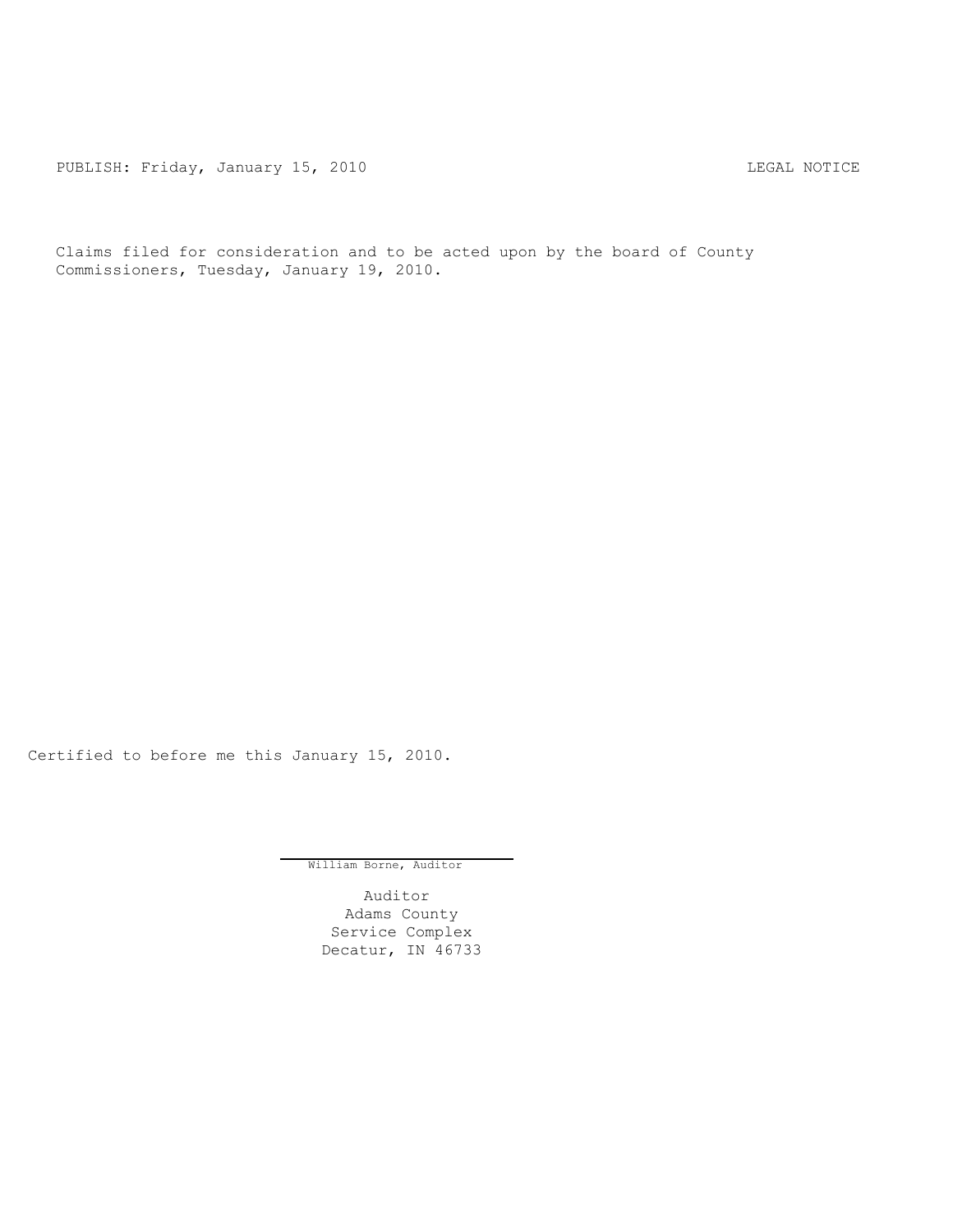PUBLISH: Friday, January 15, 2010 LEGAL NOTICE

Claims filed for consideration and to be acted upon by the board of County Commissioners, Tuesday, January 19, 2010.

Certified to before me this January 15, 2010.

William Borne, Auditor

Auditor
Adams County
Service Complex
Decatur, IN 46733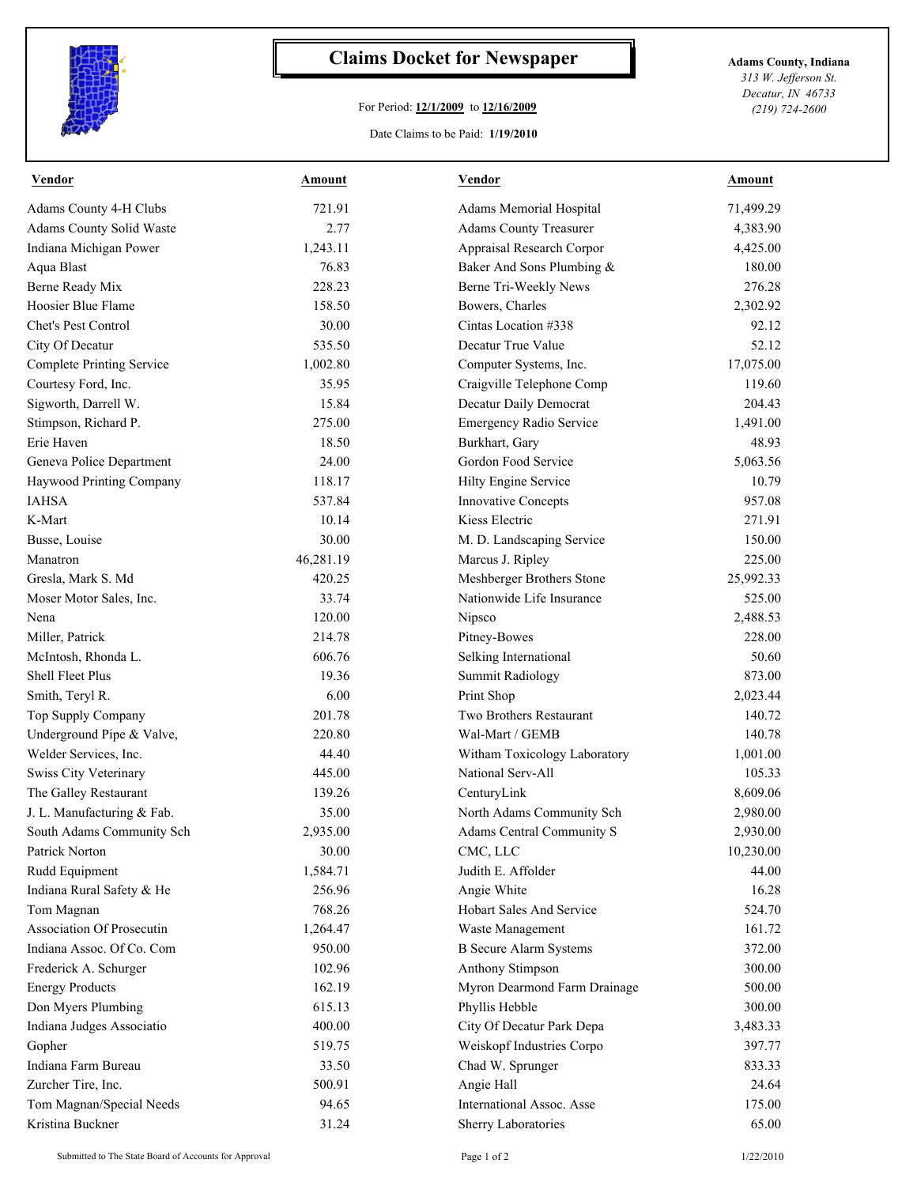# Claims Docket for Newspaper

For Period: **12/1/2009** to **12/16/2009**

Date Claims to be Paid: **1/19/2010**

**Adams County, Indiana**
*313 W. Jefferson St.*
*Decatur, IN 46733*
*(219) 724-2600*

| Vendor | Amount | Vendor | Amount |
|---|---|---|---|
| Adams County 4-H Clubs | 721.91 | Adams Memorial Hospital | 71,499.29 |
| Adams County Solid Waste | 2.77 | Adams County Treasurer | 4,383.90 |
| Indiana Michigan Power | 1,243.11 | Appraisal Research Corpor | 4,425.00 |
| Aqua Blast | 76.83 | Baker And Sons Plumbing & | 180.00 |
| Berne Ready Mix | 228.23 | Berne Tri-Weekly News | 276.28 |
| Hoosier Blue Flame | 158.50 | Bowers, Charles | 2,302.92 |
| Chet's Pest Control | 30.00 | Cintas Location #338 | 92.12 |
| City Of Decatur | 535.50 | Decatur True Value | 52.12 |
| Complete Printing Service | 1,002.80 | Computer Systems, Inc. | 17,075.00 |
| Courtesy Ford, Inc. | 35.95 | Craigville Telephone Comp | 119.60 |
| Sigworth, Darrell W. | 15.84 | Decatur Daily Democrat | 204.43 |
| Stimpson, Richard P. | 275.00 | Emergency Radio Service | 1,491.00 |
| Erie Haven | 18.50 | Burkhart, Gary | 48.93 |
| Geneva Police Department | 24.00 | Gordon Food Service | 5,063.56 |
| Haywood Printing Company | 118.17 | Hilty Engine Service | 10.79 |
| IAHSA | 537.84 | Innovative Concepts | 957.08 |
| K-Mart | 10.14 | Kiess Electric | 271.91 |
| Busse, Louise | 30.00 | M. D. Landscaping Service | 150.00 |
| Manatron | 46,281.19 | Marcus J. Ripley | 225.00 |
| Gresla, Mark S. Md | 420.25 | Meshberger Brothers Stone | 25,992.33 |
| Moser Motor Sales, Inc. | 33.74 | Nationwide Life Insurance | 525.00 |
| Nena | 120.00 | Nipsco | 2,488.53 |
| Miller, Patrick | 214.78 | Pitney-Bowes | 228.00 |
| McIntosh, Rhonda L. | 606.76 | Selking International | 50.60 |
| Shell Fleet Plus | 19.36 | Summit Radiology | 873.00 |
| Smith, Teryl R. | 6.00 | Print Shop | 2,023.44 |
| Top Supply Company | 201.78 | Two Brothers Restaurant | 140.72 |
| Underground Pipe & Valve, | 220.80 | Wal-Mart / GEMB | 140.78 |
| Welder Services, Inc. | 44.40 | Witham Toxicology Laboratory | 1,001.00 |
| Swiss City Veterinary | 445.00 | National Serv-All | 105.33 |
| The Galley Restaurant | 139.26 | CenturyLink | 8,609.06 |
| J. L. Manufacturing & Fab. | 35.00 | North Adams Community Sch | 2,980.00 |
| South Adams Community Sch | 2,935.00 | Adams Central Community S | 2,930.00 |
| Patrick Norton | 30.00 | CMC, LLC | 10,230.00 |
| Rudd Equipment | 1,584.71 | Judith E. Affolder | 44.00 |
| Indiana Rural Safety & He | 256.96 | Angie White | 16.28 |
| Tom Magnan | 768.26 | Hobart Sales And Service | 524.70 |
| Association Of Prosecutin | 1,264.47 | Waste Management | 161.72 |
| Indiana Assoc. Of Co. Com | 950.00 | B Secure Alarm Systems | 372.00 |
| Frederick A. Schurger | 102.96 | Anthony Stimpson | 300.00 |
| Energy Products | 162.19 | Myron Dearmond Farm Drainage | 500.00 |
| Don Myers Plumbing | 615.13 | Phyllis Hebble | 300.00 |
| Indiana Judges Associatio | 400.00 | City Of Decatur Park Depa | 3,483.33 |
| Gopher | 519.75 | Weiskopf Industries Corpo | 397.77 |
| Indiana Farm Bureau | 33.50 | Chad W. Sprunger | 833.33 |
| Zurcher Tire, Inc. | 500.91 | Angie Hall | 24.64 |
| Tom Magnan/Special Needs | 94.65 | International Assoc. Asse | 175.00 |
| Kristina Buckner | 31.24 | Sherry Laboratories | 65.00 |

Submitted to The State Board of Accounts for Approval

1/22/2010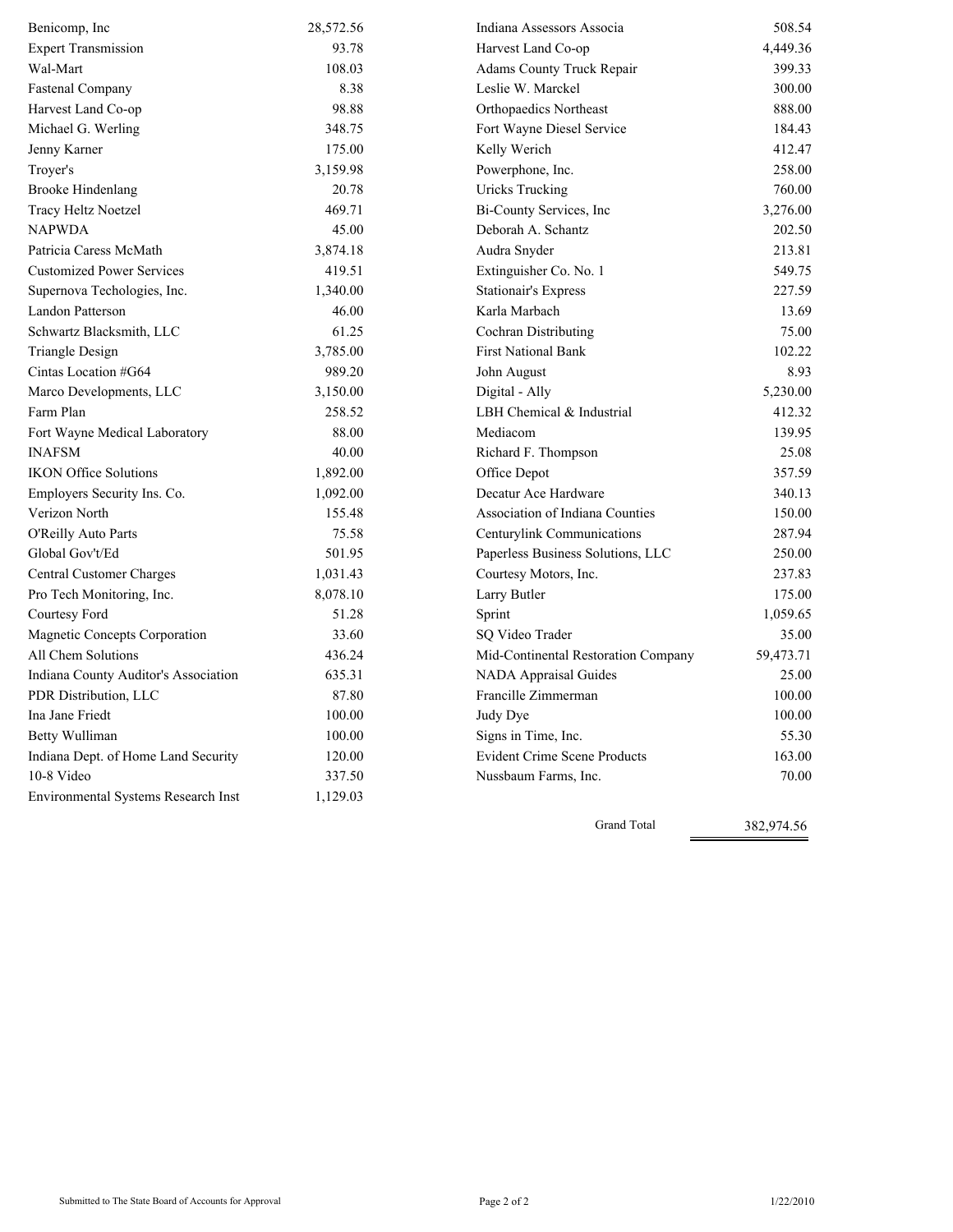| | |
|---|---|
| Benicomp, Inc | 28,572.56 |
| Expert Transmission | 93.78 |
| Wal-Mart | 108.03 |
| Fastenal Company | 8.38 |
| Harvest Land Co-op | 98.88 |
| Michael G. Werling | 348.75 |
| Jenny Karner | 175.00 |
| Troyer's | 3,159.98 |
| Brooke Hindenlang | 20.78 |
| Tracy Heltz Noetzel | 469.71 |
| NAPWDA | 45.00 |
| Patricia Caress McMath | 3,874.18 |
| Customized Power Services | 419.51 |
| Supernova Techologies, Inc. | 1,340.00 |
| Landon Patterson | 46.00 |
| Schwartz Blacksmith, LLC | 61.25 |
| Triangle Design | 3,785.00 |
| Cintas Location #G64 | 989.20 |
| Marco Developments, LLC | 3,150.00 |
| Farm Plan | 258.52 |
| Fort Wayne Medical Laboratory | 88.00 |
| INAFSM | 40.00 |
| IKON Office Solutions | 1,892.00 |
| Employers Security Ins. Co. | 1,092.00 |
| Verizon North | 155.48 |
| O'Reilly Auto Parts | 75.58 |
| Global Gov't/Ed | 501.95 |
| Central Customer Charges | 1,031.43 |
| Pro Tech Monitoring, Inc. | 8,078.10 |
| Courtesy Ford | 51.28 |
| Magnetic Concepts Corporation | 33.60 |
| All Chem Solutions | 436.24 |
| Indiana County Auditor's Association | 635.31 |
| PDR Distribution, LLC | 87.80 |
| Ina Jane Friedt | 100.00 |
| Betty Wulliman | 100.00 |
| Indiana Dept. of Home Land Security | 120.00 |
| 10-8 Video | 337.50 |
| Environmental Systems Research Inst | 1,129.03 |
| Indiana Assessors Associa | 508.54 |
| Harvest Land Co-op | 4,449.36 |
| Adams County Truck Repair | 399.33 |
| Leslie W. Marckel | 300.00 |
| Orthopaedics Northeast | 888.00 |
| Fort Wayne Diesel Service | 184.43 |
| Kelly Werich | 412.47 |
| Powerphone, Inc. | 258.00 |
| Uricks Trucking | 760.00 |
| Bi-County Services, Inc | 3,276.00 |
| Deborah A. Schantz | 202.50 |
| Audra Snyder | 213.81 |
| Extinguisher Co. No. 1 | 549.75 |
| Stationair's Express | 227.59 |
| Karla Marbach | 13.69 |
| Cochran Distributing | 75.00 |
| First National Bank | 102.22 |
| John August | 8.93 |
| Digital - Ally | 5,230.00 |
| LBH Chemical & Industrial | 412.32 |
| Mediacom | 139.95 |
| Richard F. Thompson | 25.08 |
| Office Depot | 357.59 |
| Decatur Ace Hardware | 340.13 |
| Association of Indiana Counties | 150.00 |
| Centurylink Communications | 287.94 |
| Paperless Business Solutions, LLC | 250.00 |
| Courtesy Motors, Inc. | 237.83 |
| Larry Butler | 175.00 |
| Sprint | 1,059.65 |
| SQ Video Trader | 35.00 |
| Mid-Continental Restoration Company | 59,473.71 |
| NADA Appraisal Guides | 25.00 |
| Francille Zimmerman | 100.00 |
| Judy Dye | 100.00 |
| Signs in Time, Inc. | 55.30 |
| Evident Crime Scene Products | 163.00 |
| Nussbaum Farms, Inc. | 70.00 |
| Grand Total | 382,974.56 |

Submitted to The State Board of Accounts for Approval

1/22/2010